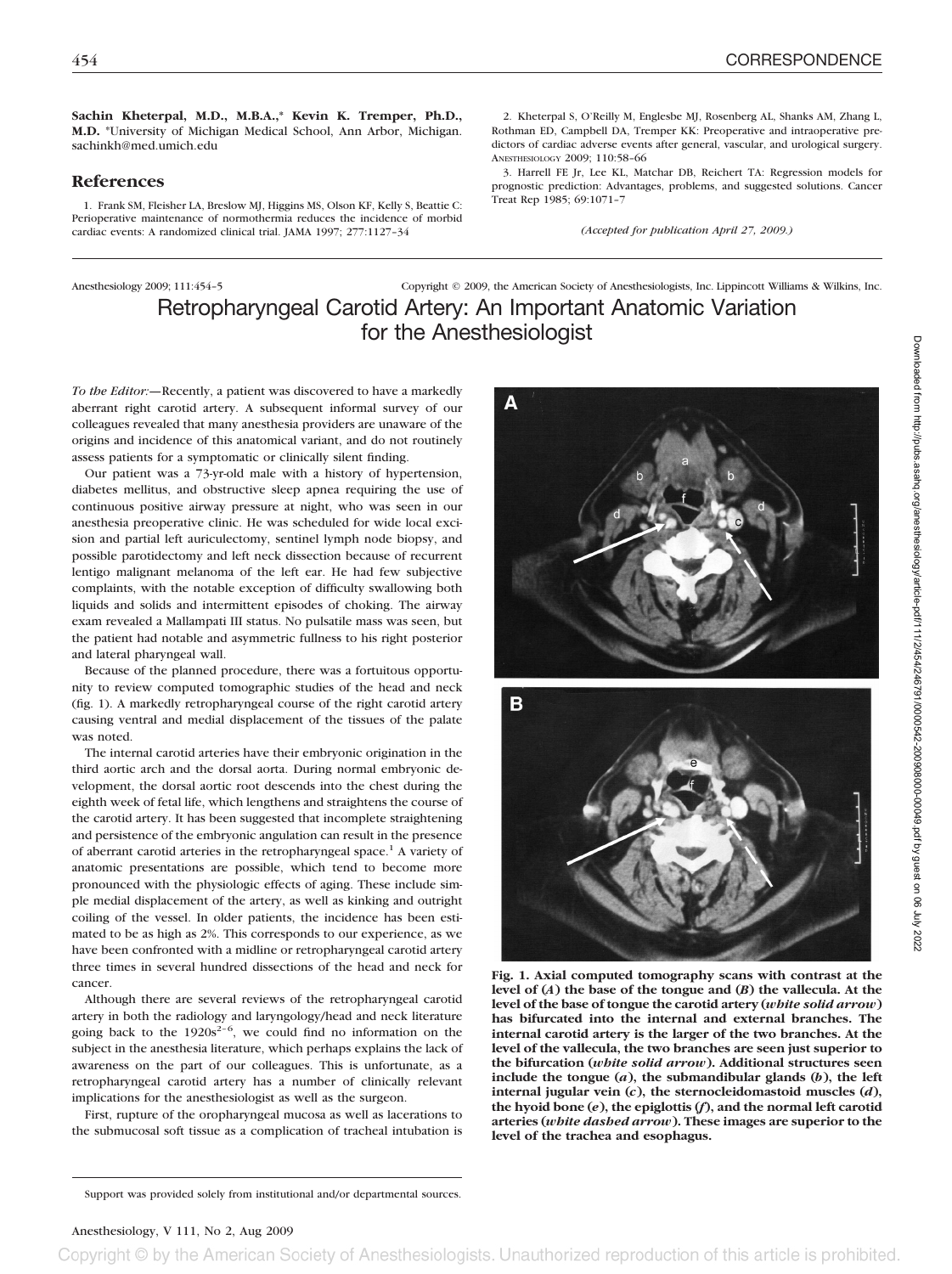**Sachin Kheterpal, M.D., M.B.A.,\* Kevin K. Tremper, Ph.D., M.D.** \*University of Michigan Medical School, Ann Arbor, Michigan. sachinkh@med.umich.edu

## References

1. Frank SM, Fleisher LA, Breslow MJ, Higgins MS, Olson KF, Kelly S, Beattie C: Perioperative maintenance of normothermia reduces the incidence of morbid cardiac events: A randomized clinical trial. JAMA 1997; 277:1127–34

2. Kheterpal S, O'Reilly M, Englesbe MJ, Rosenberg AL, Shanks AM, Zhang L, Rothman ED, Campbell DA, Tremper KK: Preoperative and intraoperative predictors of cardiac adverse events after general, vascular, and urological surgery. Anesthesiology 2009; 110:58–66

3. Harrell FE Jr, Lee KL, Matchar DB, Reichert TA: Regression models for prognostic prediction: Advantages, problems, and suggested solutions. Cancer Treat Rep 1985; 69:1071–7

*(Accepted for publication April 27, 2009.)*

Anesthesiology 2009; 111:454–5 Copyright © 2009, the American Society of Anesthesiologists, Inc. Lippincott Williams & Wilkins, Inc.

# Retropharyngeal Carotid Artery: An Important Anatomic Variation for the Anesthesiologist

*To the Editor:*—Recently, a patient was discovered to have a markedly aberrant right carotid artery. A subsequent informal survey of our colleagues revealed that many anesthesia providers are unaware of the origins and incidence of this anatomical variant, and do not routinely assess patients for a symptomatic or clinically silent finding.

Our patient was a 73-yr-old male with a history of hypertension, diabetes mellitus, and obstructive sleep apnea requiring the use of continuous positive airway pressure at night, who was seen in our anesthesia preoperative clinic. He was scheduled for wide local excision and partial left auriculectomy, sentinel lymph node biopsy, and possible parotidectomy and left neck dissection because of recurrent lentigo malignant melanoma of the left ear. He had few subjective complaints, with the notable exception of difficulty swallowing both liquids and solids and intermittent episodes of choking. The airway exam revealed a Mallampati III status. No pulsatile mass was seen, but the patient had notable and asymmetric fullness to his right posterior and lateral pharyngeal wall.

Because of the planned procedure, there was a fortuitous opportunity to review computed tomographic studies of the head and neck (fig. 1). A markedly retropharyngeal course of the right carotid artery causing ventral and medial displacement of the tissues of the palate was noted.

The internal carotid arteries have their embryonic origination in the third aortic arch and the dorsal aorta. During normal embryonic development, the dorsal aortic root descends into the chest during the eighth week of fetal life, which lengthens and straightens the course of the carotid artery. It has been suggested that incomplete straightening and persistence of the embryonic angulation can result in the presence of aberrant carotid arteries in the retropharyngeal space.[1] A variety of anatomic presentations are possible, which tend to become more pronounced with the physiologic effects of aging. These include simple medial displacement of the artery, as well as kinking and outright coiling of the vessel. In older patients, the incidence has been estimated to be as high as 2%. This corresponds to our experience, as we have been confronted with a midline or retropharyngeal carotid artery three times in several hundred dissections of the head and neck for cancer.

Although there are several reviews of the retropharyngeal carotid artery in both the radiology and laryngology/head and neck literature going back to the 1920s[2–6], we could find no information on the subject in the anesthesia literature, which perhaps explains the lack of awareness on the part of our colleagues. This is unfortunate, as a retropharyngeal carotid artery has a number of clinically relevant implications for the anesthesiologist as well as the surgeon.

First, rupture of the oropharyngeal mucosa as well as lacerations to the submucosal soft tissue as a complication of tracheal intubation is

**Fig. 1. Axial computed tomography scans with contrast at the level of (*A*) the base of the tongue and (*B*) the vallecula. At the level of the base of tongue the carotid artery (*white solid arrow*) has bifurcated into the internal and external branches. The internal carotid artery is the larger of the two branches. At the level of the vallecula, the two branches are seen just superior to the bifurcation (*white solid arrow*). Additional structures seen include the tongue (*a*), the submandibular glands (*b*), the left internal jugular vein (*c*), the sternocleidomastoid muscles (*d*), the hyoid bone (*e*), the epiglottis (*f*), and the normal left carotid arteries (*white dashed arrow*). These images are superior to the level of the trachea and esophagus.**

Support was provided solely from institutional and/or departmental sources.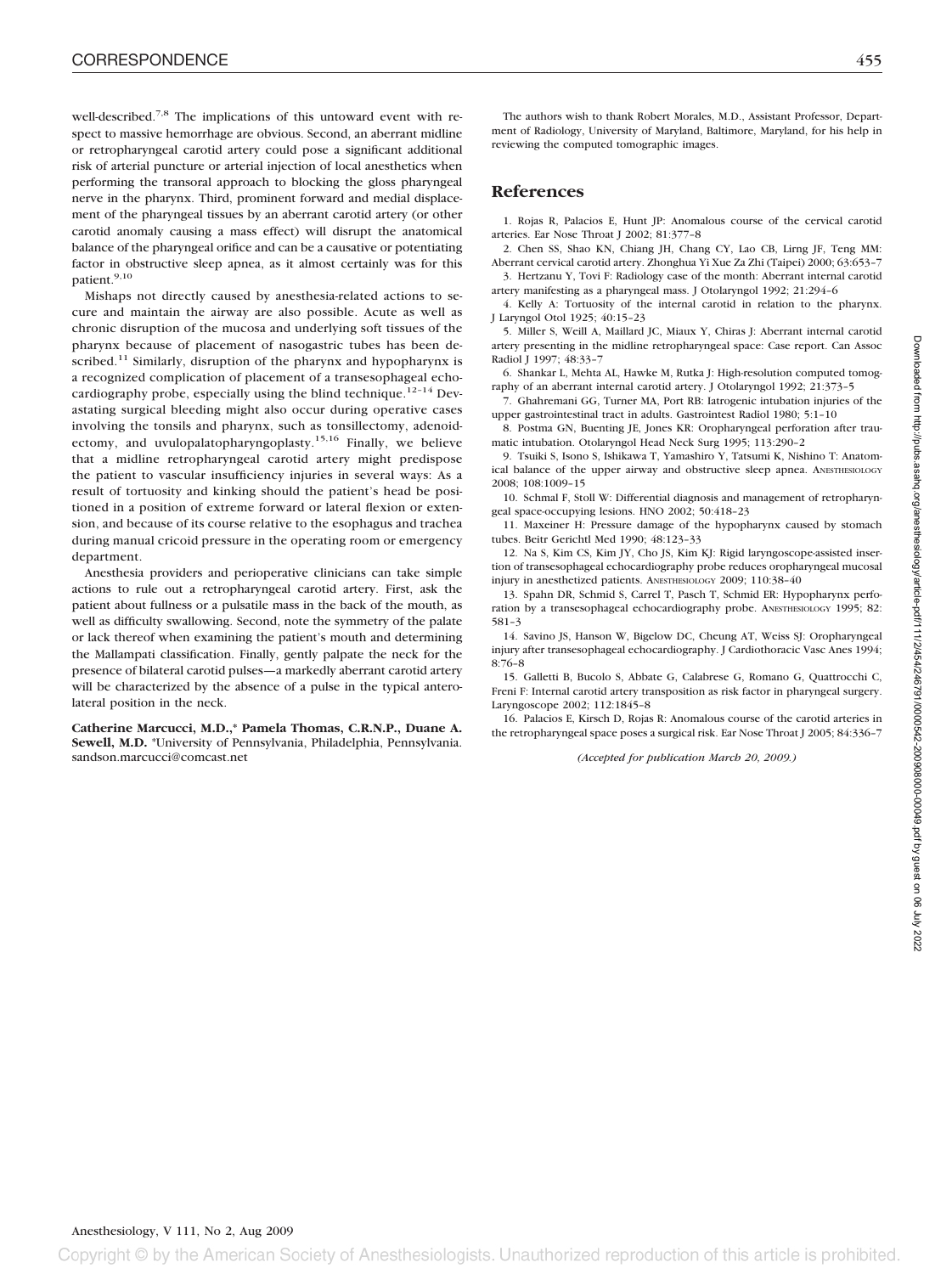well-described.[7,8] The implications of this untoward event with respect to massive hemorrhage are obvious. Second, an aberrant midline or retropharyngeal carotid artery could pose a significant additional risk of arterial puncture or arterial injection of local anesthetics when performing the transoral approach to blocking the gloss pharyngeal nerve in the pharynx. Third, prominent forward and medial displacement of the pharyngeal tissues by an aberrant carotid artery (or other carotid anomaly causing a mass effect) will disrupt the anatomical balance of the pharyngeal orifice and can be a causative or potentiating factor in obstructive sleep apnea, as it almost certainly was for this patient.[9,10]

Mishaps not directly caused by anesthesia-related actions to secure and maintain the airway are also possible. Acute as well as chronic disruption of the mucosa and underlying soft tissues of the pharynx because of placement of nasogastric tubes has been described.[11] Similarly, disruption of the pharynx and hypopharynx is a recognized complication of placement of a transesophageal echocardiography probe, especially using the blind technique.[12–14] Devastating surgical bleeding might also occur during operative cases involving the tonsils and pharynx, such as tonsillectomy, adenoidectomy, and uvulopalatopharyngoplasty.[15,16] Finally, we believe that a midline retropharyngeal carotid artery might predispose the patient to vascular insufficiency injuries in several ways: As a result of tortuosity and kinking should the patient's head be positioned in a position of extreme forward or lateral flexion or extension, and because of its course relative to the esophagus and trachea during manual cricoid pressure in the operating room or emergency department.

Anesthesia providers and perioperative clinicians can take simple actions to rule out a retropharyngeal carotid artery. First, ask the patient about fullness or a pulsatile mass in the back of the mouth, as well as difficulty swallowing. Second, note the symmetry of the palate or lack thereof when examining the patient's mouth and determining the Mallampati classification. Finally, gently palpate the neck for the presence of bilateral carotid pulses—a markedly aberrant carotid artery will be characterized by the absence of a pulse in the typical anterolateral position in the neck.

**Catherine Marcucci, M.D.,\* Pamela Thomas, C.R.N.P., Duane A. Sewell, M.D.** \*University of Pennsylvania, Philadelphia, Pennsylvania. sandson.marcucci@comcast.net

The authors wish to thank Robert Morales, M.D., Assistant Professor, Department of Radiology, University of Maryland, Baltimore, Maryland, for his help in reviewing the computed tomographic images.

## References

1. Rojas R, Palacios E, Hunt JP: Anomalous course of the cervical carotid arteries. Ear Nose Throat J 2002; 81:377–8
2. Chen SS, Shao KN, Chiang JH, Chang CY, Lao CB, Lirng JF, Teng MM: Aberrant cervical carotid artery. Zhonghua Yi Xue Za Zhi (Taipei) 2000; 63:653–7
3. Hertzanu Y, Tovi F: Radiology case of the month: Aberrant internal carotid artery manifesting as a pharyngeal mass. J Otolaryngol 1992; 21:294–6
4. Kelly A: Tortuosity of the internal carotid in relation to the pharynx. J Laryngol Otol 1925; 40:15–23
5. Miller S, Weill A, Maillard JC, Miaux Y, Chiras J: Aberrant internal carotid artery presenting in the midline retropharyngeal space: Case report. Can Assoc Radiol J 1997; 48:33–7
6. Shankar L, Mehta AL, Hawke M, Rutka J: High-resolution computed tomography of an aberrant internal carotid artery. J Otolaryngol 1992; 21:373–5
7. Ghahremani GG, Turner MA, Port RB: Iatrogenic intubation injuries of the upper gastrointestinal tract in adults. Gastrointest Radiol 1980; 5:1–10
8. Postma GN, Buenting JE, Jones KR: Oropharyngeal perforation after traumatic intubation. Otolaryngol Head Neck Surg 1995; 113:290–2
9. Tsuiki S, Isono S, Ishikawa T, Yamashiro Y, Tatsumi K, Nishino T: Anatomical balance of the upper airway and obstructive sleep apnea. Anesthesiology 2008; 108:1009–15
10. Schmal F, Stoll W: Differential diagnosis and management of retropharyngeal space-occupying lesions. HNO 2002; 50:418–23
11. Maxeiner H: Pressure damage of the hypopharynx caused by stomach tubes. Beitr Gerichtl Med 1990; 48:123–33
12. Na S, Kim CS, Kim JY, Cho JS, Kim KJ: Rigid laryngoscope-assisted insertion of transesophageal echocardiography probe reduces oropharyngeal mucosal injury in anesthetized patients. Anesthesiology 2009; 110:38–40
13. Spahn DR, Schmid S, Carrel T, Pasch T, Schmid ER: Hypopharynx perforation by a transesophageal echocardiography probe. Anesthesiology 1995; 82:581–3
14. Savino JS, Hanson W, Bigelow DC, Cheung AT, Weiss SJ: Oropharyngeal injury after transesophageal echocardiography. J Cardiothoracic Vasc Anes 1994; 8:76–8
15. Galletti B, Bucolo S, Abbate G, Calabrese G, Romano G, Quattrocchi C, Freni F: Internal carotid artery transposition as risk factor in pharyngeal surgery. Laryngoscope 2002; 112:1845–8
16. Palacios E, Kirsch D, Rojas R: Anomalous course of the carotid arteries in the retropharyngeal space poses a surgical risk. Ear Nose Throat J 2005; 84:336–7

*(Accepted for publication March 20, 2009.)*